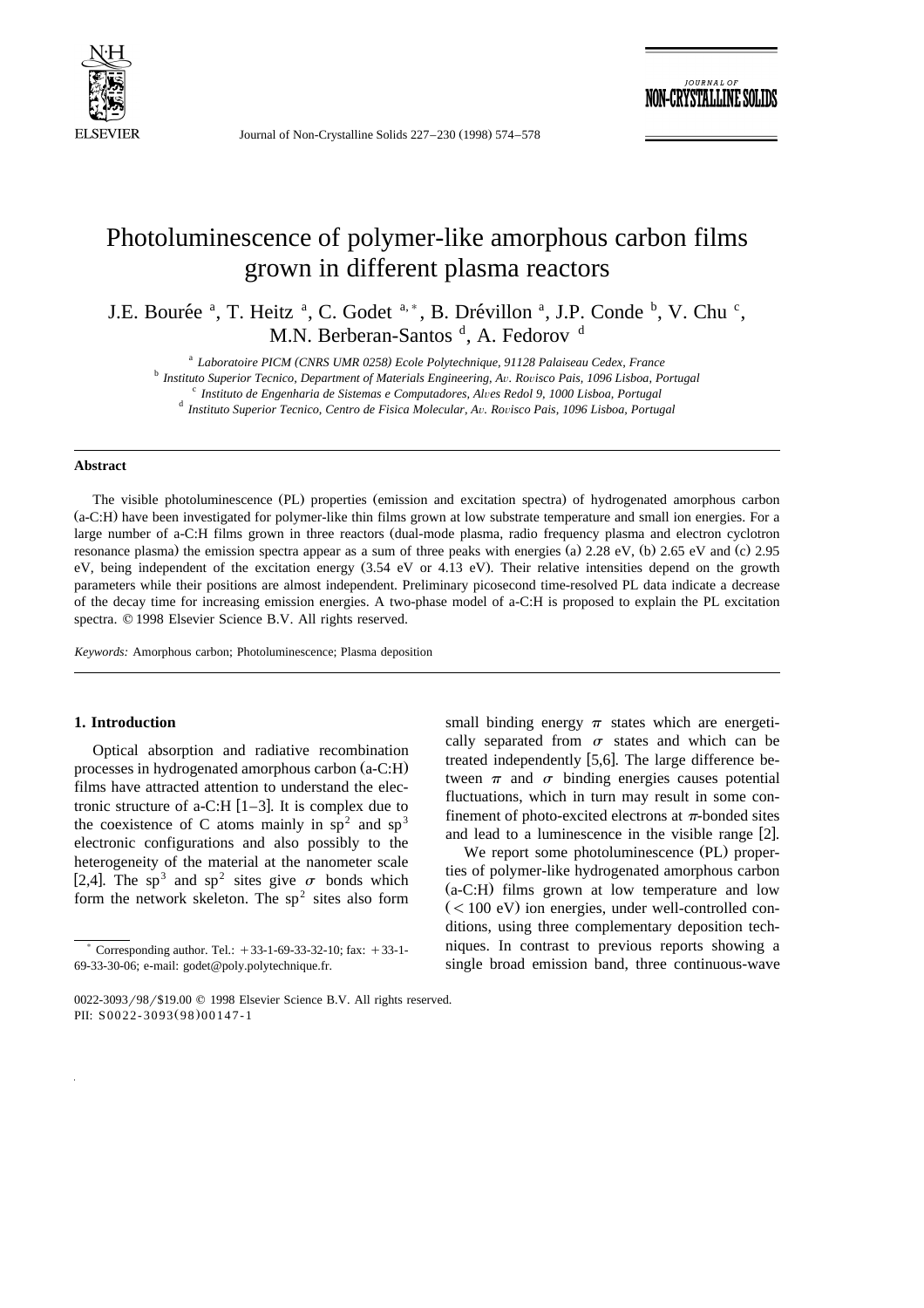// Photoluminescence of polymer-like amorphous carbon films grown in different plasma reactors

# Photoluminescence of polymer-like amorphous carbon films grown in different plasma reactors

J.E. Bourée [a], T. Heitz [a], C. Godet [a,*], B. Drévillon [a], J.P. Conde [b], V. Chu [c], M.N. Berberan-Santos [d], A. Fedorov [d]

[a] *Laboratoire PICM (CNRS UMR 0258) Ecole Polytechnique, 91128 Palaiseau Cedex, France*

[b] *Instituto Superior Tecnico, Department of Materials Engineering, Av. Rovisco Pais, 1096 Lisboa, Portugal*

[c] *Instituto de Engenharia de Sistemas e Computadores, Alves Redol 9, 1000 Lisboa, Portugal*

[d] *Instituto Superior Tecnico, Centro de Fisica Molecular, Av. Rovisco Pais, 1096 Lisboa, Portugal*

## Abstract

The visible photoluminescence (PL) properties (emission and excitation spectra) of hydrogenated amorphous carbon (a-C:H) have been investigated for polymer-like thin films grown at low substrate temperature and small ion energies. For a large number of a-C:H films grown in three reactors (dual-mode plasma, radio frequency plasma and electron cyclotron resonance plasma) the emission spectra appear as a sum of three peaks with energies (a) 2.28 eV, (b) 2.65 eV and (c) 2.95 eV, being independent of the excitation energy (3.54 eV or 4.13 eV). Their relative intensities depend on the growth parameters while their positions are almost independent. Preliminary picosecond time-resolved PL data indicate a decrease of the decay time for increasing emission energies. A two-phase model of a-C:H is proposed to explain the PL excitation spectra. © 1998 Elsevier Science B.V. All rights reserved.

*Keywords:* Amorphous carbon; Photoluminescence; Plasma deposition

## 1. Introduction

Optical absorption and radiative recombination processes in hydrogenated amorphous carbon (a-C:H) films have attracted attention to understand the electronic structure of a-C:H [1–3]. It is complex due to the coexistence of C atoms mainly in $sp^2$ and $sp^3$ electronic configurations and also possibly to the heterogeneity of the material at the nanometer scale [2,4]. The $sp^3$ and $sp^2$ sites give $\sigma$ bonds which form the network skeleton. The $sp^2$ sites also form small binding energy $\pi$ states which are energetically separated from $\sigma$ states and which can be treated independently [5,6]. The large difference between $\pi$ and $\sigma$ binding energies causes potential fluctuations, which in turn may result in some confinement of photo-excited electrons at $\pi$-bonded sites and lead to a luminescence in the visible range [2].

We report some photoluminescence (PL) properties of polymer-like hydrogenated amorphous carbon (a-C:H) films grown at low temperature and low (< 100 eV) ion energies, under well-controlled conditions, using three complementary deposition techniques. In contrast to previous reports showing a single broad emission band, three continuous-wave

* Corresponding author. Tel.: +33-1-69-33-32-10; fax: +33-1-69-33-30-06; e-mail: godet@poly.polytechnique.fr.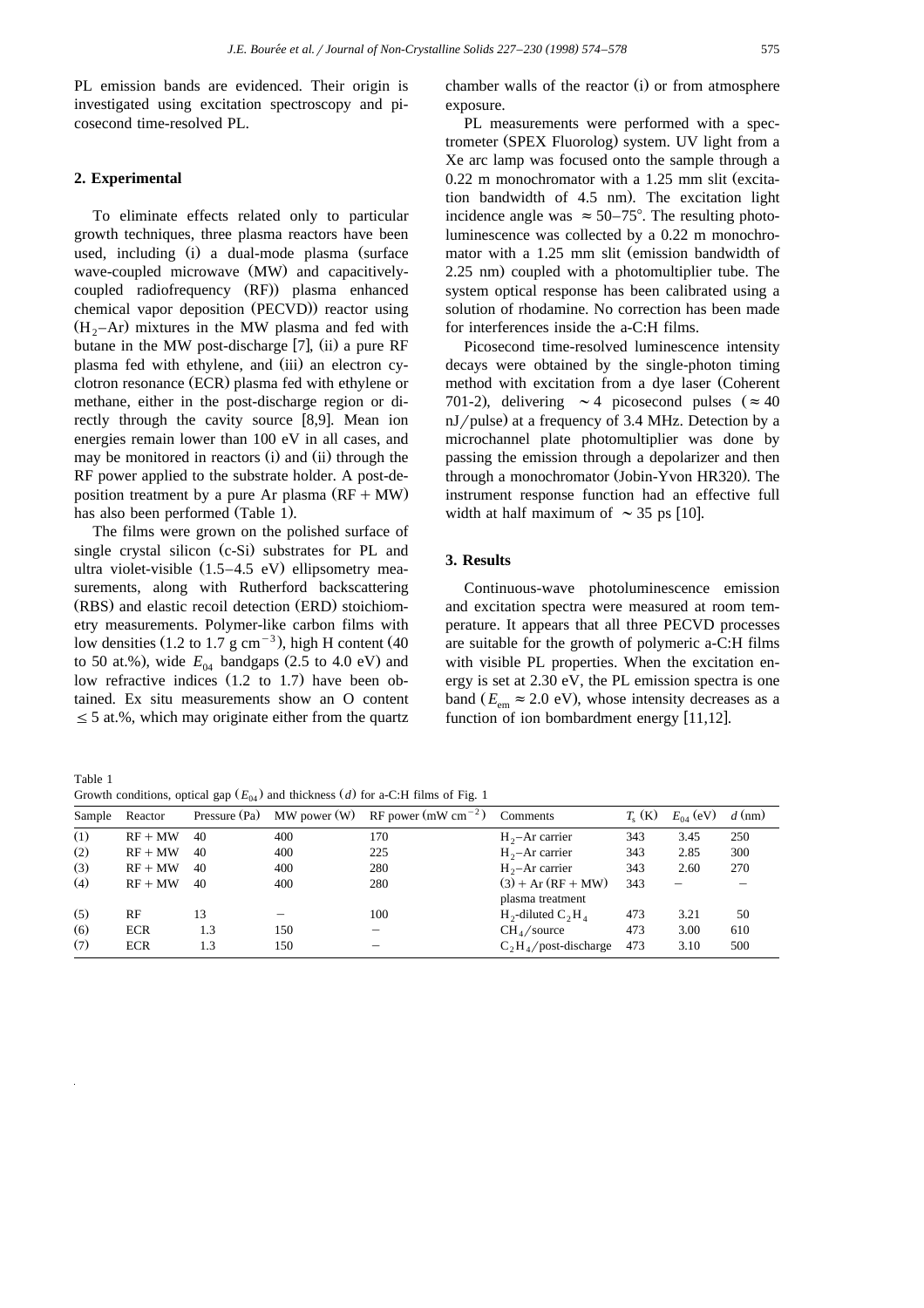PL emission bands are evidenced. Their origin is investigated using excitation spectroscopy and picosecond time-resolved PL.

## 2. Experimental

To eliminate effects related only to particular growth techniques, three plasma reactors have been used, including (i) a dual-mode plasma (surface wave-coupled microwave (MW) and capacitively-coupled radiofrequency (RF)) plasma enhanced chemical vapor deposition (PECVD)) reactor using ($H_2$–Ar) mixtures in the MW plasma and fed with butane in the MW post-discharge [7], (ii) a pure RF plasma fed with ethylene, and (iii) an electron cyclotron resonance (ECR) plasma fed with ethylene or methane, either in the post-discharge region or directly through the cavity source [8,9]. Mean ion energies remain lower than 100 eV in all cases, and may be monitored in reactors (i) and (ii) through the RF power applied to the substrate holder. A post-deposition treatment by a pure Ar plasma (RF + MW) has also been performed (Table 1).

The films were grown on the polished surface of single crystal silicon (c-Si) substrates for PL and ultra violet-visible (1.5–4.5 eV) ellipsometry measurements, along with Rutherford backscattering (RBS) and elastic recoil detection (ERD) stoichiometry measurements. Polymer-like carbon films with low densities (1.2 to 1.7 g $cm^{-3}$), high H content (40 to 50 at.%), wide $E_{04}$ bandgaps (2.5 to 4.0 eV) and low refractive indices (1.2 to 1.7) have been obtained. Ex situ measurements show an O content $\leq 5$ at.%, which may originate either from the quartz chamber walls of the reactor (i) or from atmosphere exposure.

PL measurements were performed with a spectrometer (SPEX Fluorolog) system. UV light from a Xe arc lamp was focused onto the sample through a 0.22 m monochromator with a 1.25 mm slit (excitation bandwidth of 4.5 nm). The excitation light incidence angle was $\approx 50$–$75°$. The resulting photoluminescence was collected by a 0.22 m monochromator with a 1.25 mm slit (emission bandwidth of 2.25 nm) coupled with a photomultiplier tube. The system optical response has been calibrated using a solution of rhodamine. No correction has been made for interferences inside the a-C:H films.

Picosecond time-resolved luminescence intensity decays were obtained by the single-photon timing method with excitation from a dye laser (Coherent 701-2), delivering $\sim 4$ picosecond pulses ($\approx 40$ nJ/pulse) at a frequency of 3.4 MHz. Detection by a microchannel plate photomultiplier was done by passing the emission through a depolarizer and then through a monochromator (Jobin-Yvon HR320). The instrument response function had an effective full width at half maximum of $\sim 35$ ps [10].

## 3. Results

Continuous-wave photoluminescence emission and excitation spectra were measured at room temperature. It appears that all three PECVD processes are suitable for the growth of polymeric a-C:H films with visible PL properties. When the excitation energy is set at 2.30 eV, the PL emission spectra is one band ($E_{em} \approx 2.0$ eV), whose intensity decreases as a function of ion bombardment energy [11,12].

Table 1
Growth conditions, optical gap ($E_{04}$) and thickness ($d$) for a-C:H films of Fig. 1

| Sample | Reactor | Pressure (Pa) | MW power (W) | RF power (mW $cm^{-2}$) | Comments | $T_s$ (K) | $E_{04}$ (eV) | $d$ (nm) |
|---|---|---|---|---|---|---|---|---|
| (1) | RF + MW | 40 | 400 | 170 | $H_2$–Ar carrier | 343 | 3.45 | 250 |
| (2) | RF + MW | 40 | 400 | 225 | $H_2$–Ar carrier | 343 | 2.85 | 300 |
| (3) | RF + MW | 40 | 400 | 280 | $H_2$–Ar carrier | 343 | 2.60 | 270 |
| (4) | RF + MW | 40 | 400 | 280 | (3) + Ar (RF + MW) plasma treatment | 343 | – | – |
| (5) | RF | 13 | – | 100 | $H_2$-diluted $C_2H_4$ | 473 | 3.21 | 50 |
| (6) | ECR | 1.3 | 150 | – | $CH_4$/source | 473 | 3.00 | 610 |
| (7) | ECR | 1.3 | 150 | – | $C_2H_4$/post-discharge | 473 | 3.10 | 500 |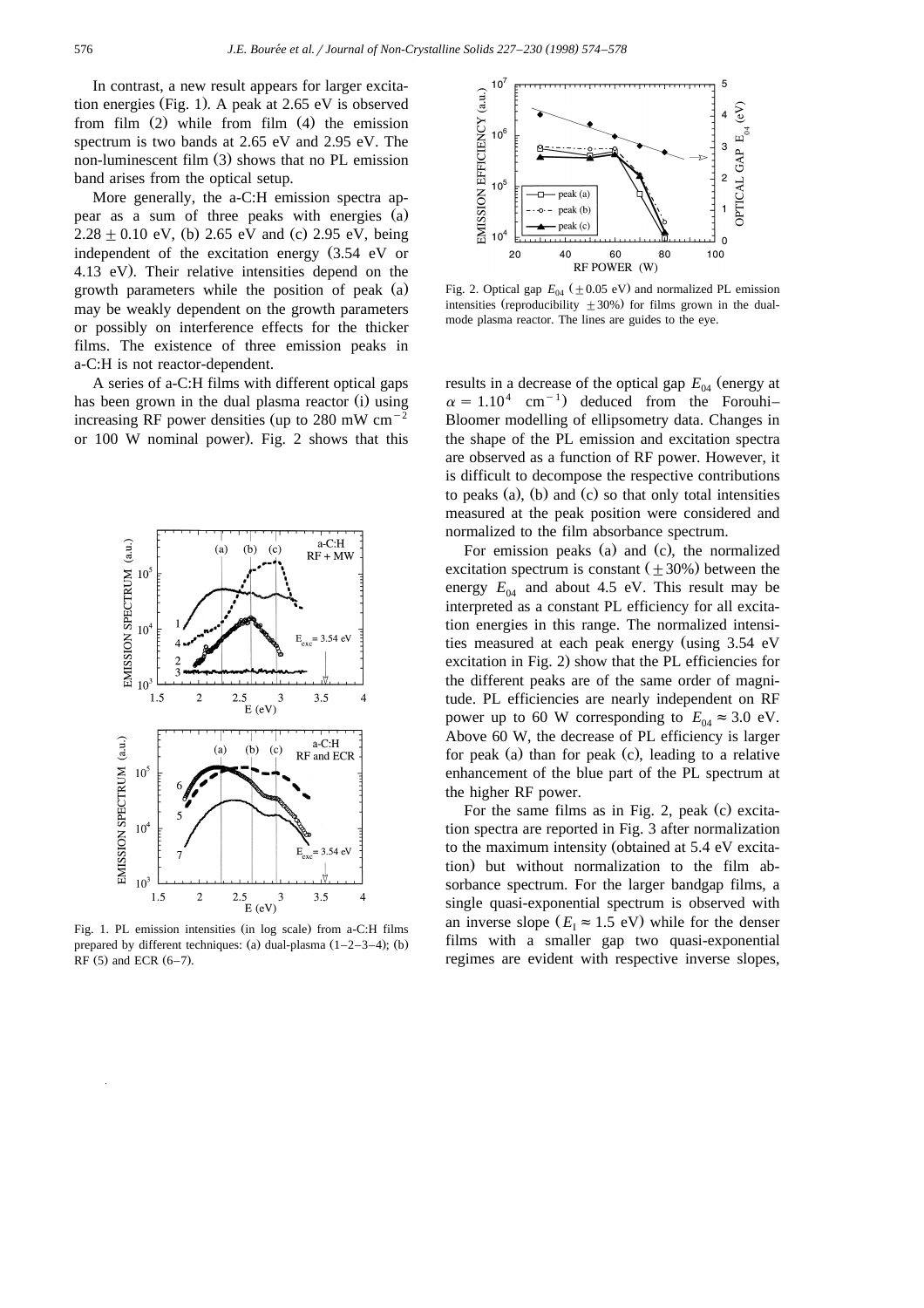In contrast, a new result appears for larger excitation energies (Fig. 1). A peak at 2.65 eV is observed from film (2) while from film (4) the emission spectrum is two bands at 2.65 eV and 2.95 eV. The non-luminescent film (3) shows that no PL emission band arises from the optical setup.

More generally, the a-C:H emission spectra appear as a sum of three peaks with energies (a) $2.28 \pm 0.10$ eV, (b) 2.65 eV and (c) 2.95 eV, being independent of the excitation energy (3.54 eV or 4.13 eV). Their relative intensities depend on the growth parameters while the position of peak (a) may be weakly dependent on the growth parameters or possibly on interference effects for the thicker films. The existence of three emission peaks in a-C:H is not reactor-dependent.

A series of a-C:H films with different optical gaps has been grown in the dual plasma reactor (i) using increasing RF power densities (up to 280 mW cm$^{-2}$ or 100 W nominal power). Fig. 2 shows that this

Fig. 1. PL emission intensities (in log scale) from a-C:H films prepared by different techniques: (a) dual-plasma (1–2–3–4); (b) RF (5) and ECR (6–7).

Fig. 2. Optical gap $E_{04}$ ($\pm 0.05$ eV) and normalized PL emission intensities (reproducibility $\pm 30\%$) for films grown in the dual-mode plasma reactor. The lines are guides to the eye.

results in a decrease of the optical gap $E_{04}$ (energy at $\alpha = 1.10^4$ cm$^{-1}$) deduced from the Forouhi–Bloomer modelling of ellipsometry data. Changes in the shape of the PL emission and excitation spectra are observed as a function of RF power. However, it is difficult to decompose the respective contributions to peaks (a), (b) and (c) so that only total intensities measured at the peak position were considered and normalized to the film absorbance spectrum.

For emission peaks (a) and (c), the normalized excitation spectrum is constant ($\pm 30\%$) between the energy $E_{04}$ and about 4.5 eV. This result may be interpreted as a constant PL efficiency for all excitation energies in this range. The normalized intensities measured at each peak energy (using 3.54 eV excitation in Fig. 2) show that the PL efficiencies for the different peaks are of the same order of magnitude. PL efficiencies are nearly independent on RF power up to 60 W corresponding to $E_{04} \approx 3.0$ eV. Above 60 W, the decrease of PL efficiency is larger for peak (a) than for peak (c), leading to a relative enhancement of the blue part of the PL spectrum at the higher RF power.

For the same films as in Fig. 2, peak (c) excitation spectra are reported in Fig. 3 after normalization to the maximum intensity (obtained at 5.4 eV excitation) but without normalization to the film absorbance spectrum. For the larger bandgap films, a single quasi-exponential spectrum is observed with an inverse slope ($E_1 \approx 1.5$ eV) while for the denser films with a smaller gap two quasi-exponential regimes are evident with respective inverse slopes,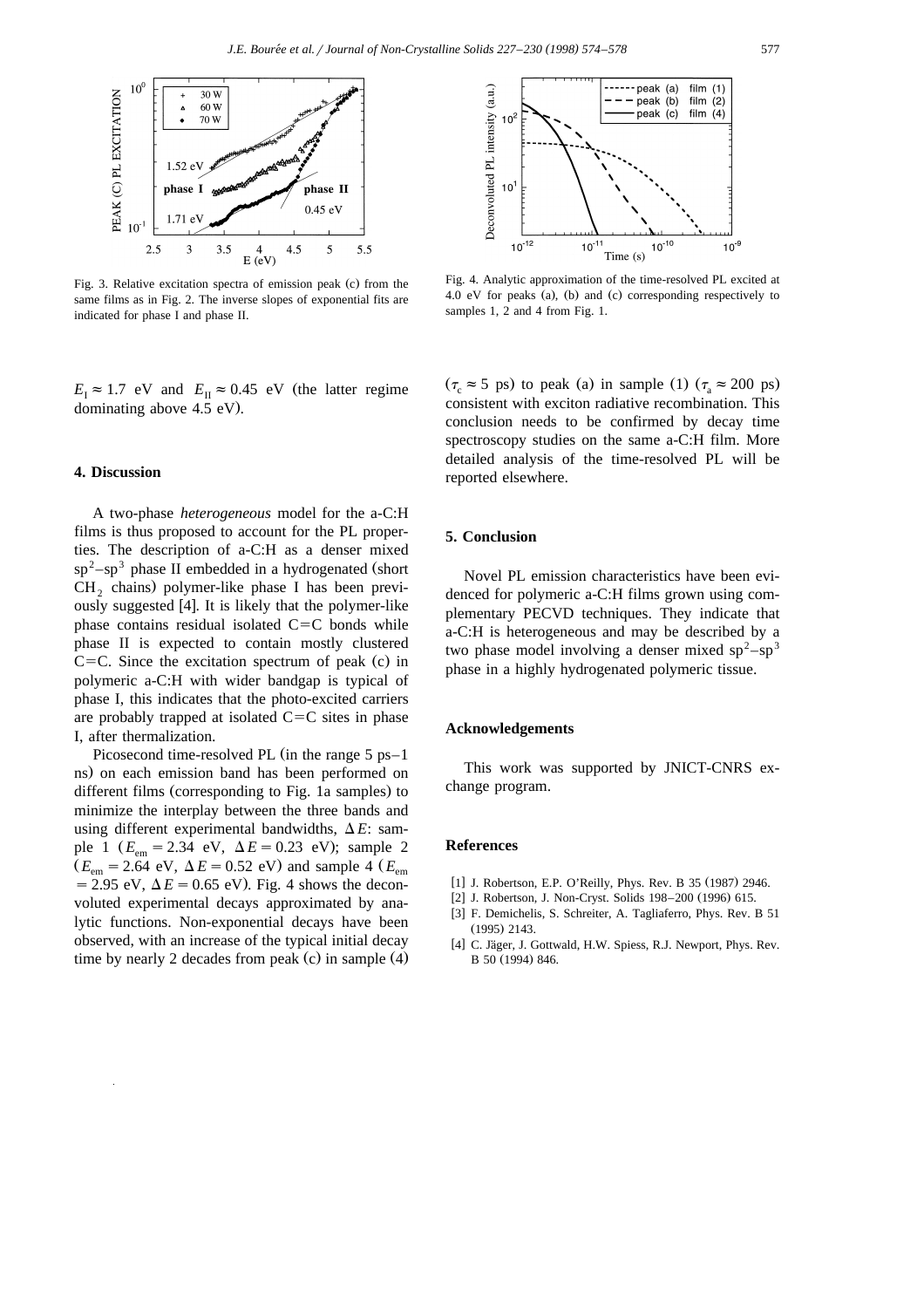Fig. 3. Relative excitation spectra of emission peak (c) from the same films as in Fig. 2. The inverse slopes of exponential fits are indicated for phase I and phase II.

Fig. 4. Analytic approximation of the time-resolved PL excited at 4.0 eV for peaks (a), (b) and (c) corresponding respectively to samples 1, 2 and 4 from Fig. 1.

$E_I \approx 1.7$ eV and $E_{II} \approx 0.45$ eV (the latter regime dominating above 4.5 eV).

## 4. Discussion

A two-phase *heterogeneous* model for the a-C:H films is thus proposed to account for the PL properties. The description of a-C:H as a denser mixed $sp^2$–$sp^3$ phase II embedded in a hydrogenated (short $CH_2$ chains) polymer-like phase I has been previously suggested [4]. It is likely that the polymer-like phase contains residual isolated C=C bonds while phase II is expected to contain mostly clustered C=C. Since the excitation spectrum of peak (c) in polymeric a-C:H with wider bandgap is typical of phase I, this indicates that the photo-excited carriers are probably trapped at isolated C=C sites in phase I, after thermalization.

Picosecond time-resolved PL (in the range 5 ps–1 ns) on each emission band has been performed on different films (corresponding to Fig. 1a samples) to minimize the interplay between the three bands and using different experimental bandwidths, $\Delta E$: sample 1 ($E_{em} = 2.34$ eV, $\Delta E = 0.23$ eV); sample 2 ($E_{em} = 2.64$ eV, $\Delta E = 0.52$ eV) and sample 4 ($E_{em} = 2.95$ eV, $\Delta E = 0.65$ eV). Fig. 4 shows the deconvoluted experimental decays approximated by analytic functions. Non-exponential decays have been observed, with an increase of the typical initial decay time by nearly 2 decades from peak (c) in sample (4) ($\tau_c \approx 5$ ps) to peak (a) in sample (1) ($\tau_a \approx 200$ ps) consistent with exciton radiative recombination. This conclusion needs to be confirmed by decay time spectroscopy studies on the same a-C:H film. More detailed analysis of the time-resolved PL will be reported elsewhere.

## 5. Conclusion

Novel PL emission characteristics have been evidenced for polymeric a-C:H films grown using complementary PECVD techniques. They indicate that a-C:H is heterogeneous and may be described by a two phase model involving a denser mixed $sp^2$–$sp^3$ phase in a highly hydrogenated polymeric tissue.

## Acknowledgements

This work was supported by JNICT-CNRS exchange program.

## References

[1] J. Robertson, E.P. O'Reilly, Phys. Rev. B 35 (1987) 2946.

[2] J. Robertson, J. Non-Cryst. Solids 198–200 (1996) 615.

[3] F. Demichelis, S. Schreiter, A. Tagliaferro, Phys. Rev. B 51 (1995) 2143.

[4] C. Jäger, J. Gottwald, H.W. Spiess, R.J. Newport, Phys. Rev. B 50 (1994) 846.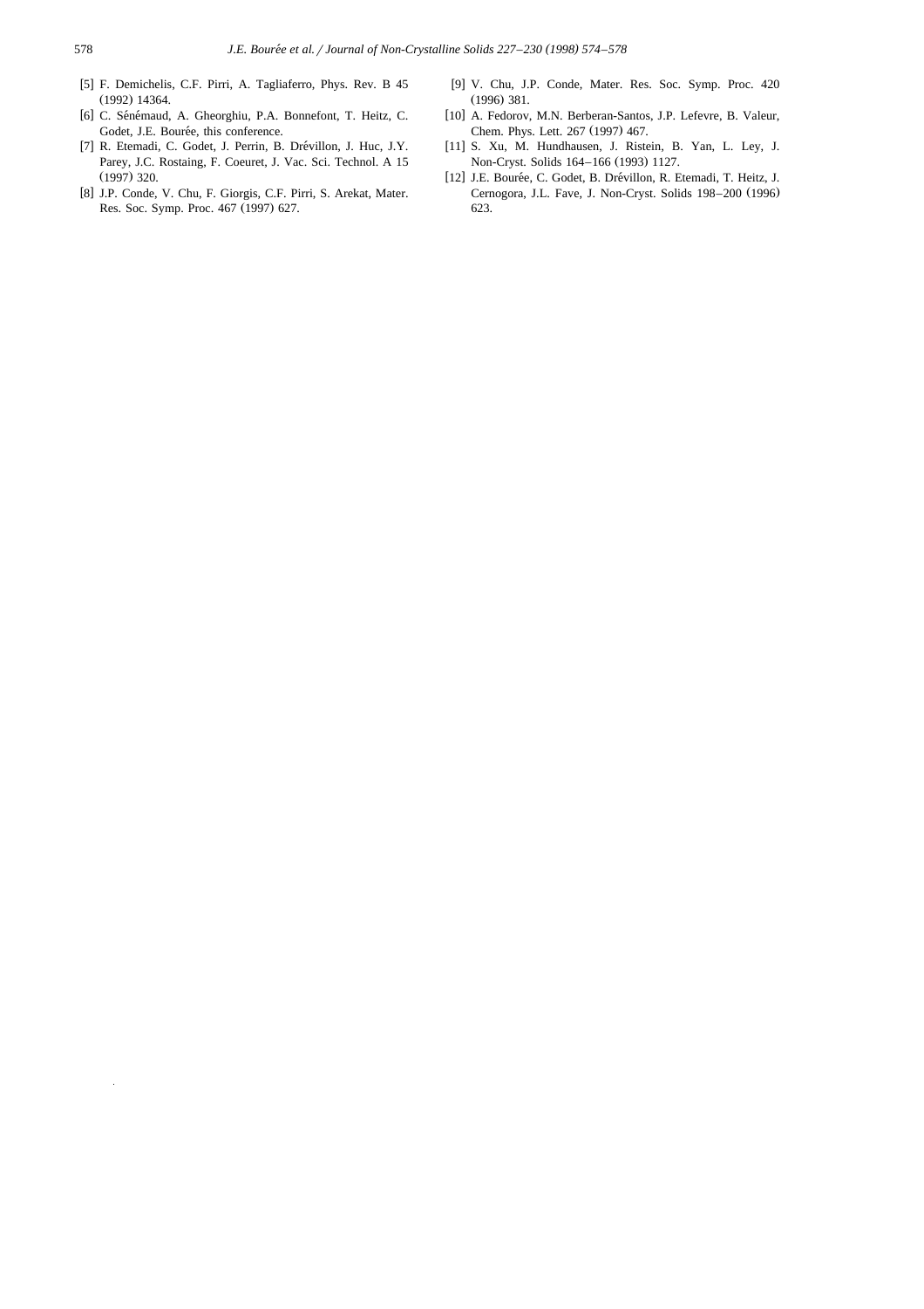[5] F. Demichelis, C.F. Pirri, A. Tagliaferro, Phys. Rev. B 45 (1992) 14364.

[6] C. Sénémaud, A. Gheorghiu, P.A. Bonnefont, T. Heitz, C. Godet, J.E. Bourée, this conference.

[7] R. Etemadi, C. Godet, J. Perrin, B. Drévillon, J. Huc, J.Y. Parey, J.C. Rostaing, F. Coeuret, J. Vac. Sci. Technol. A 15 (1997) 320.

[8] J.P. Conde, V. Chu, F. Giorgis, C.F. Pirri, S. Arekat, Mater. Res. Soc. Symp. Proc. 467 (1997) 627.

[9] V. Chu, J.P. Conde, Mater. Res. Soc. Symp. Proc. 420 (1996) 381.

[10] A. Fedorov, M.N. Berberan-Santos, J.P. Lefevre, B. Valeur, Chem. Phys. Lett. 267 (1997) 467.

[11] S. Xu, M. Hundhausen, J. Ristein, B. Yan, L. Ley, J. Non-Cryst. Solids 164–166 (1993) 1127.

[12] J.E. Bourée, C. Godet, B. Drévillon, R. Etemadi, T. Heitz, J. Cernogora, J.L. Fave, J. Non-Cryst. Solids 198–200 (1996) 623.